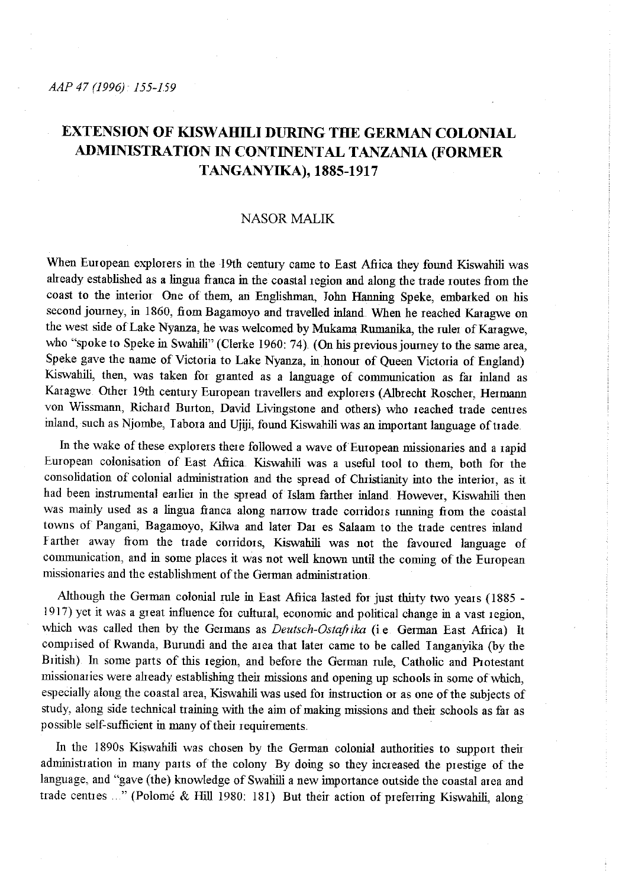# EXTENSION OF KISWAHILI DURING THE GERMAN COLONIAL ADMINISTRATION IN CONTINENTAL TANZANIA (FORMER TANGANYIKA), 1885-1917

NASOR MALIK

When European explorers in the 19th century came to East Africa they found Kiswahili was already established as a lingua franca in the coastal region and along the trade routes from the coast to the interior. One of them, an Englishman, John Hanning Speke, embarked on his second journey, in 1860, from Bagamoyo and travelled inland. When he reached Karagwe on the west side of Lake Nyanza, he was welcomed by Mukama Rumanika, the ruler of Karagwe, who "spoke to Speke in Swahili" (Clerke 1960: 74). (On his previous journey to the same area, Speke gave the name of Victoria to Lake Nyanza, in honour of Queen Victoria of England). Kiswahili, then, was taken for granted as a language of communication as far inland as Karagwe. Other 19th century European travellers and explorers (Albrecht Roscher, Hermann von Wissmann, Richard Burton, David Livingstone and others) who reached trade centres inland, such as Njombe, Tabora and Ujiji, found Kiswahili was an important language of trade.

In the wake of these explorers there followed a wave of European missionaries and a rapid European colonisation of East Africa. Kiswahili was a useful tool to them, both for the consolidation of colonial administration and the spread of Christianity into the interior, as it had been instrumental earlier in the spread of Islam farther inland. However, Kiswahili then was mainly used as a lingua franca along narrow trade corridors running from the coastal towns of Pangani, Bagamoyo, Kilwa and later Dar es Salaam to the trade centres inland. Farther away from the trade corridors, Kiswahili was not the favoured language of communication, and in some places it was not well known until the coming of the European missionaries and the establishment of the German administration.

Although the German colonial rule in East Africa lasted for just thirty two years (1885 - 1917) yet it was a great influence for cultural, economic and political change in a vast region, which was called then by the Germans as *Deutsch-Ostafrika* (i.e. German East Africa). It comprised of Rwanda, Burundi and the area that later came to be called Tanganyika (by the British). In some parts of this region, and before the German rule, Catholic and Protestant missionaries were already establishing their missions and opening up schools in some of which, especially along the coastal area, Kiswahili was used for instruction or as one of the subjects of study, along side technical training with the aim of making missions and their schools as far as possible self-sufficient in many of their requirements.

In the 1890s Kiswahili was chosen by the German colonial authorities to support their administration in many parts of the colony. By doing so they increased the prestige of the language, and "gave (the) knowledge of Swahili a new importance outside the coastal area and trade centres ..." (Polomé & Hill 1980: 181). But their action of preferring Kiswahili, along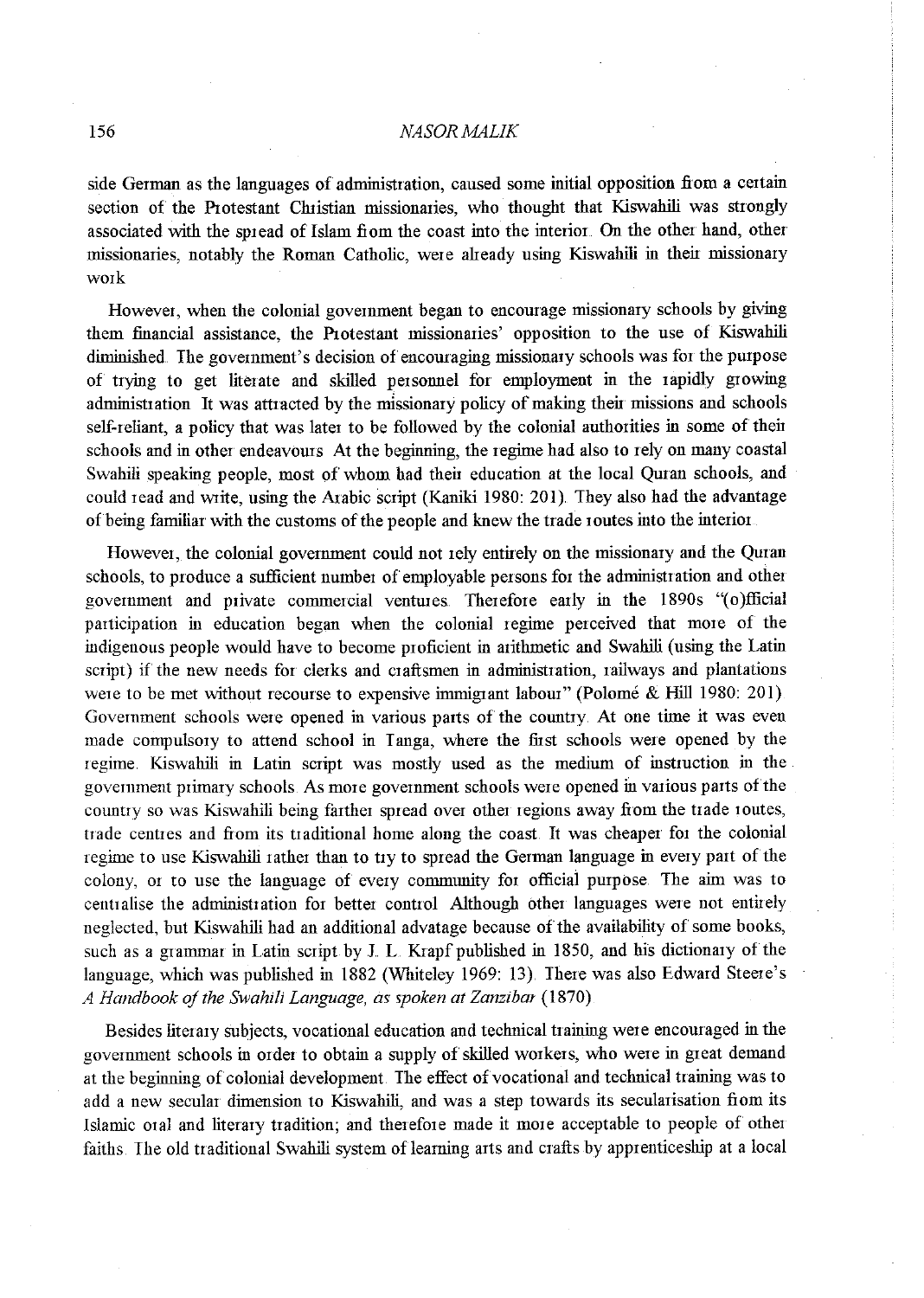side German as the languages of administration, caused some initial opposition from a certain section of the Protestant Christian missionaries, who thought that Kiswahili was strongly associated with the spread of Islam from the coast into the interior. On the other hand, other missionaries, notably the Roman Catholic, were already using Kiswahili in their missionary work.

However, when the colonial government began to encourage missionary schools by giving them financial assistance, the Protestant missionaries' opposition to the use of Kiswahili diminished. The government's decision of encouraging missionary schools was for the purpose of trying to get literate and skilled personnel for employment in the rapidly growing administration. It was attracted by the missionary policy of making their missions and schools self-reliant, a policy that was later to be followed by the colonial authorities in some of their schools and in other endeavours. At the beginning, the regime had also to rely on many coastal Swahili speaking people, most of whom had their education at the local Quran schools, and could read and write, using the Arabic script (Kaniki 1980: 201). They also had the advantage of being familiar with the customs of the people and knew the trade routes into the interior.

However, the colonial government could not rely entirely on the missionary and the Quran schools, to produce a sufficient number of employable persons for the administration and other government and private commercial ventures. Therefore early in the 1890s "(o)fficial participation in education began when the colonial regime perceived that more of the indigenous people would have to become proficient in arithmetic and Swahili (using the Latin script) if the new needs for clerks and craftsmen in administration, railways and plantations were to be met without recourse to expensive immigrant labour" (Polomé & Hill 1980: 201). Government schools were opened in various parts of the country. At one time it was even made compulsory to attend school in Tanga, where the first schools were opened by the regime. Kiswahili in Latin script was mostly used as the medium of instruction in the government primary schools. As more government schools were opened in various parts of the country so was Kiswahili being farther spread over other regions away from the trade routes, trade centres and from its traditional home along the coast. It was cheaper for the colonial regime to use Kiswahili rather than to try to spread the German language in every part of the colony, or to use the language of every community for official purpose. The aim was to centralise the administration for better control. Although other languages were not entirely neglected, but Kiswahili had an additional advatage because of the availability of some books, such as a grammar in Latin script by J. L. Krapf published in 1850, and his dictionary of the language, which was published in 1882 (Whiteley 1969: 13). There was also Edward Steere's *A Handbook of the Swahili Language, as spoken at Zanzibar* (1870).

Besides literary subjects, vocational education and technical training were encouraged in the government schools in order to obtain a supply of skilled workers, who were in great demand at the beginning of colonial development. The effect of vocational and technical training was to add a new secular dimension to Kiswahili, and was a step towards its secularisation from its Islamic oral and literary tradition; and therefore made it more acceptable to people of other faiths. The old traditional Swahili system of learning arts and crafts by apprenticeship at a local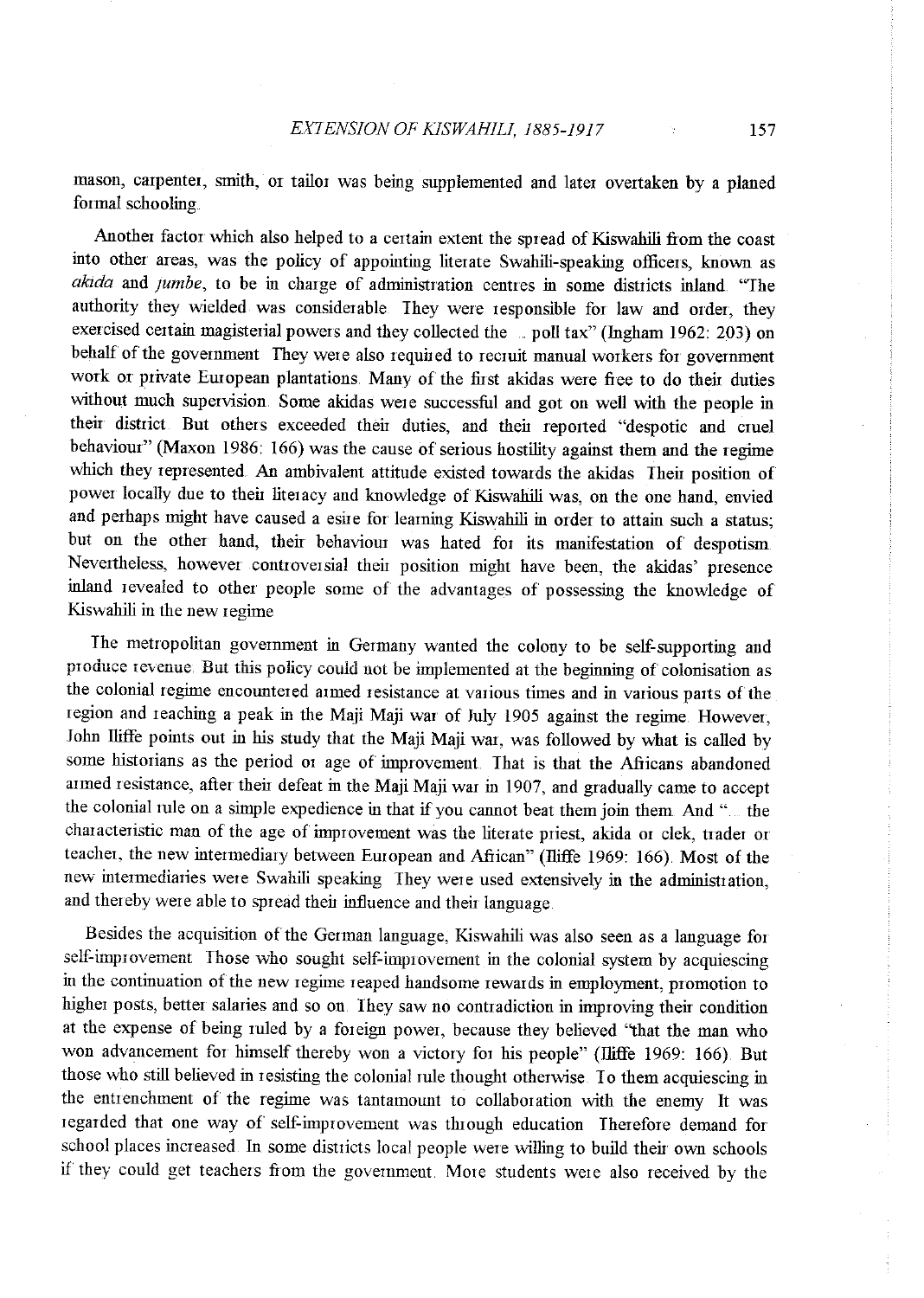mason, carpenter, smith, or tailor was being supplemented and later overtaken by a planed formal schooling.

Another factor which also helped to a certain extent the spread of Kiswahili from the coast into other areas, was the policy of appointing literate Swahili-speaking officers, known as *akida* and *jumbe*, to be in charge of administration centres in some districts inland. "The authority they wielded was considerable. They were responsible for law and order, they exercised certain magisterial powers and they collected the ... poll tax" (Ingham 1962: 203) on behalf of the government. They were also required to recruit manual workers for government work or private European plantations. Many of the first akidas were free to do their duties without much supervision. Some akidas were successful and got on well with the people in their district. But others exceeded their duties, and their reported "despotic and cruel behaviour" (Maxon 1986: 166) was the cause of serious hostility against them and the regime which they represented. An ambivalent attitude existed towards the akidas. Their position of power locally due to their literacy and knowledge of Kiswahili was, on the one hand, envied and perhaps might have caused a esire for learning Kiswahili in order to attain such a status; but on the other hand, their behaviour was hated for its manifestation of despotism. Nevertheless, however controversial their position might have been, the akidas' presence inland revealed to other people some of the advantages of possessing the knowledge of Kiswahili in the new regime.

The metropolitan government in Germany wanted the colony to be self-supporting and produce revenue. But this policy could not be implemented at the beginning of colonisation as the colonial regime encountered armed resistance at various times and in various parts of the region and reaching a peak in the Maji Maji war of July 1905 against the regime. However, John Iliffe points out in his study that the Maji Maji war, was followed by what is called by some historians as the period or age of improvement. That is that the Africans abandoned armed resistance, after their defeat in the Maji Maji war in 1907, and gradually came to accept the colonial rule on a simple expedience in that if you cannot beat them join them. And "... the characteristic man of the age of improvement was the literate priest, akida or clek, trader or teacher, the new intermediary between European and African" (Iliffe 1969: 166). Most of the new intermediaries were Swahili speaking. They were used extensively in the administration, and thereby were able to spread their influence and their language.

Besides the acquisition of the German language, Kiswahili was also seen as a language for self-improvement. Those who sought self-improvement in the colonial system by acquiescing in the continuation of the new regime reaped handsome rewards in employment, promotion to higher posts, better salaries and so on. They saw no contradiction in improving their condition at the expense of being ruled by a foreign power, because they believed "that the man who won advancement for himself thereby won a victory for his people" (Iliffe 1969: 166). But those who still believed in resisting the colonial rule thought otherwise. To them acquiescing in the entrenchment of the regime was tantamount to collaboration with the enemy. It was regarded that one way of self-improvement was through education. Therefore demand for school places increased. In some districts local people were willing to build their own schools if they could get teachers from the government. More students were also received by the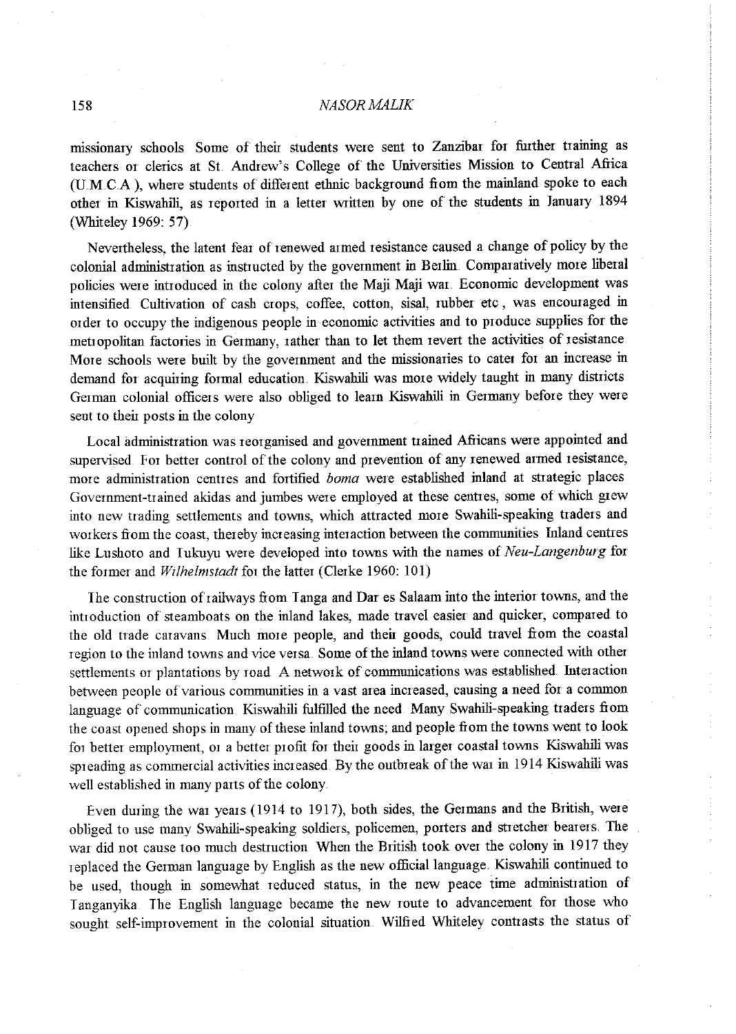missionary schools. Some of their students were sent to Zanzibar for further training as teachers or clerics at St. Andrew's College of the Universities Mission to Central Africa (U.M.C.A.), where students of different ethnic background from the mainland spoke to each other in Kiswahili, as reported in a letter written by one of the students in January 1894 (Whiteley 1969: 57).

Nevertheless, the latent fear of renewed armed resistance caused a change of policy by the colonial administration as instructed by the government in Berlin. Comparatively more liberal policies were introduced in the colony after the Maji Maji war. Economic development was intensified. Cultivation of cash crops, coffee, cotton, sisal, rubber etc., was encouraged in order to occupy the indigenous people in economic activities and to produce supplies for the metropolitan factories in Germany, rather than to let them revert the activities of resistance. More schools were built by the government and the missionaries to cater for an increase in demand for acquiring formal education. Kiswahili was more widely taught in many districts. German colonial officers were also obliged to learn Kiswahili in Germany before they were sent to their posts in the colony.

Local administration was reorganised and government trained Africans were appointed and supervised. For better control of the colony and prevention of any renewed armed resistance, more administration centres and fortified *boma* were established inland at strategic places. Government-trained akidas and jumbes were employed at these centres, some of which grew into new trading settlements and towns, which attracted more Swahili-speaking traders and workers from the coast, thereby increasing interaction between the communities. Inland centres like Lushoto and Tukuyu were developed into towns with the names of *Neu-Langenburg* for the former and *Wilhelmstadt* for the latter (Clerke 1960: 101).

The construction of railways from Tanga and Dar es Salaam into the interior towns, and the introduction of steamboats on the inland lakes, made travel easier and quicker, compared to the old trade caravans. Much more people, and their goods, could travel from the coastal region to the inland towns and vice versa. Some of the inland towns were connected with other settlements or plantations by road. A network of communications was established. Interaction between people of various communities in a vast area increased, causing a need for a common language of communication. Kiswahili fulfilled the need. Many Swahili-speaking traders from the coast opened shops in many of these inland towns; and people from the towns went to look for better employment, or a better profit for their goods in larger coastal towns. Kiswahili was spreading as commercial activities increased. By the outbreak of the war in 1914 Kiswahili was well established in many parts of the colony.

Even during the war years (1914 to 1917), both sides, the Germans and the British, were obliged to use many Swahili-speaking soldiers, policemen, porters and stretcher bearers. The war did not cause too much destruction. When the British took over the colony in 1917 they replaced the German language by English as the new official language. Kiswahili continued to be used, though in somewhat reduced status, in the new peace time administration of Tanganyika. The English language became the new route to advancement for those who sought self-improvement in the colonial situation. Wilfied Whiteley contrasts the status of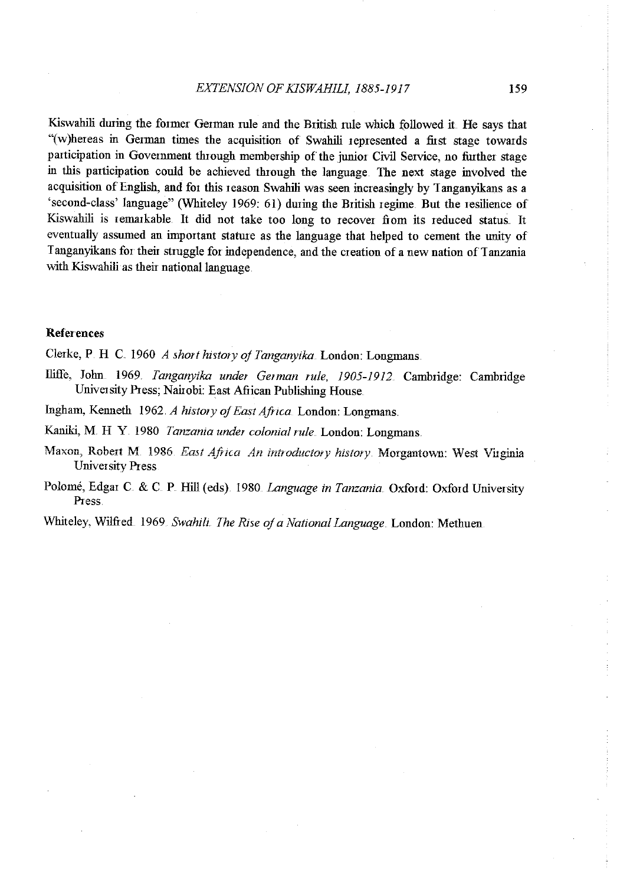Kiswahili during the former German rule and the British rule which followed it. He says that "(w)hereas in German times the acquisition of Swahili represented a first stage towards participation in Government through membership of the junior Civil Service, no further stage in this participation could be achieved through the language. The next stage involved the acquisition of English, and for this reason Swahili was seen increasingly by Tanganyikans as a 'second-class' language" (Whiteley 1969: 61) during the British regime. But the resilience of Kiswahili is remarkable. It did not take too long to recover from its reduced status. It eventually assumed an important stature as the language that helped to cement the unity of Tanganyikans for their struggle for independence, and the creation of a new nation of Tanzania with Kiswahili as their national language.

## References

Clerke, P. H. C. 1960. *A short history of Tanganyika*. London: Longmans.

Iliffe, John. 1969. *Tanganyika under German rule, 1905-1912*. Cambridge: Cambridge University Press; Nairobi: East African Publishing House.

Ingham, Kenneth. 1962. *A history of East Africa*. London: Longmans.

Kaniki, M. H. Y. 1980. *Tanzania under colonial rule*. London: Longmans.

Maxon, Robert M. 1986. *East Africa. An introductory history*. Morgantown: West Virginia University Press.

Polomé, Edgar C. & C. P. Hill (eds). 1980. *Language in Tanzania*. Oxford: Oxford University Press.

Whiteley, Wilfred. 1969. *Swahili. The Rise of a National Language*. London: Methuen.